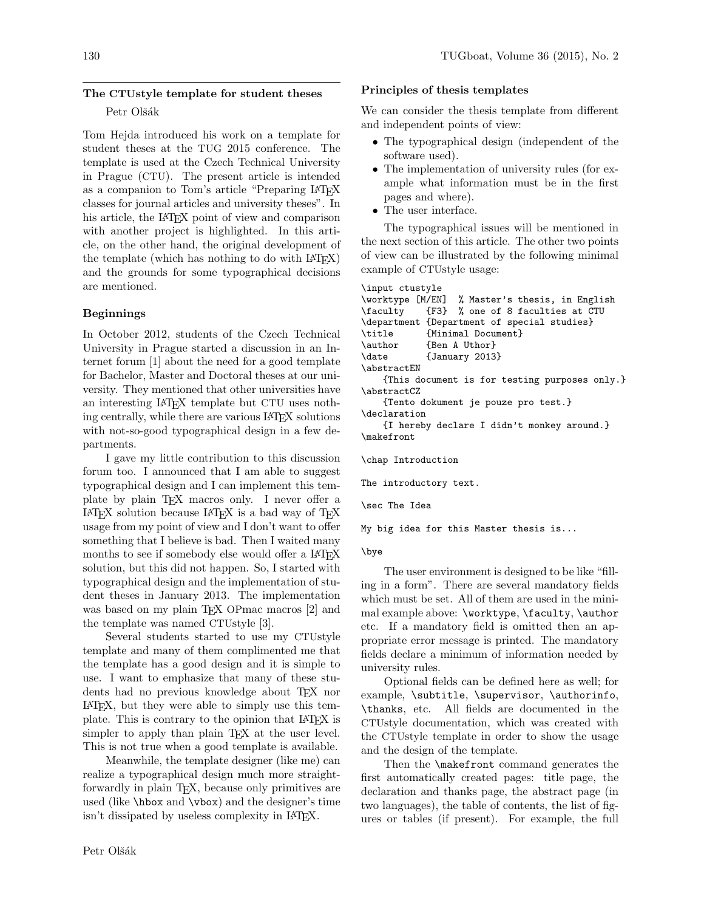## The CTUstyle template for student theses

Petr Olšák

Tom Hejda introduced his work on a template for student theses at the TUG 2015 conference. The template is used at the Czech Technical University in Prague (CTU). The present article is intended as a companion to Tom's article "Preparing LaTeX classes for journal articles and university theses". In his article, the LaTeX point of view and comparison with another project is highlighted. In this article, on the other hand, the original development of the template (which has nothing to do with LaTeX) and the grounds for some typographical decisions are mentioned.

### Beginnings

In October 2012, students of the Czech Technical University in Prague started a discussion in an Internet forum [1] about the need for a good template for Bachelor, Master and Doctoral theses at our university. They mentioned that other universities have an interesting LaTeX template but CTU uses nothing centrally, while there are various LaTeX solutions with not-so-good typographical design in a few departments.

I gave my little contribution to this discussion forum too. I announced that I am able to suggest typographical design and I can implement this template by plain TeX macros only. I never offer a LaTeX solution because LaTeX is a bad way of TeX usage from my point of view and I don't want to offer something that I believe is bad. Then I waited many months to see if somebody else would offer a LaTeX solution, but this did not happen. So, I started with typographical design and the implementation of student theses in January 2013. The implementation was based on my plain TeX OPmac macros [2] and the template was named CTUstyle [3].

Several students started to use my CTUstyle template and many of them complimented me that the template has a good design and it is simple to use. I want to emphasize that many of these students had no previous knowledge about TeX nor LaTeX, but they were able to simply use this template. This is contrary to the opinion that LaTeX is simpler to apply than plain TeX at the user level. This is not true when a good template is available.

Meanwhile, the template designer (like me) can realize a typographical design much more straightforwardly in plain TeX, because only primitives are used (like `\hbox` and `\vbox`) and the designer's time isn't dissipated by useless complexity in LaTeX.

### Principles of thesis templates

We can consider the thesis template from different and independent points of view:

- The typographical design (independent of the software used).
- The implementation of university rules (for example what information must be in the first pages and where).
- The user interface.

The typographical issues will be mentioned in the next section of this article. The other two points of view can be illustrated by the following minimal example of CTUstyle usage:

```
\input ctustyle
\worktype [M/EN]  % Master's thesis, in English
\faculty    {F3}  % one of 8 faculties at CTU
\department {Department of special studies}
\title      {Minimal Document}
\author     {Ben A Uthor}
\date       {January 2013}
\abstractEN
    {This document is for testing purposes only.}
\abstractCZ
    {Tento dokument je pouze pro test.}
\declaration
    {I hereby declare I didn't monkey around.}
\makefront

\chap Introduction

The introductory text.

\sec The Idea

My big idea for this Master thesis is...

\bye
```

The user environment is designed to be like "filling in a form". There are several mandatory fields which must be set. All of them are used in the minimal example above: `\worktype`, `\faculty`, `\author` etc. If a mandatory field is omitted then an appropriate error message is printed. The mandatory fields declare a minimum of information needed by university rules.

Optional fields can be defined here as well; for example, `\subtitle`, `\supervisor`, `\authorinfo`, `\thanks`, etc. All fields are documented in the CTUstyle documentation, which was created with the CTUstyle template in order to show the usage and the design of the template.

Then the `\makefront` command generates the first automatically created pages: title page, the declaration and thanks page, the abstract page (in two languages), the table of contents, the list of figures or tables (if present). For example, the full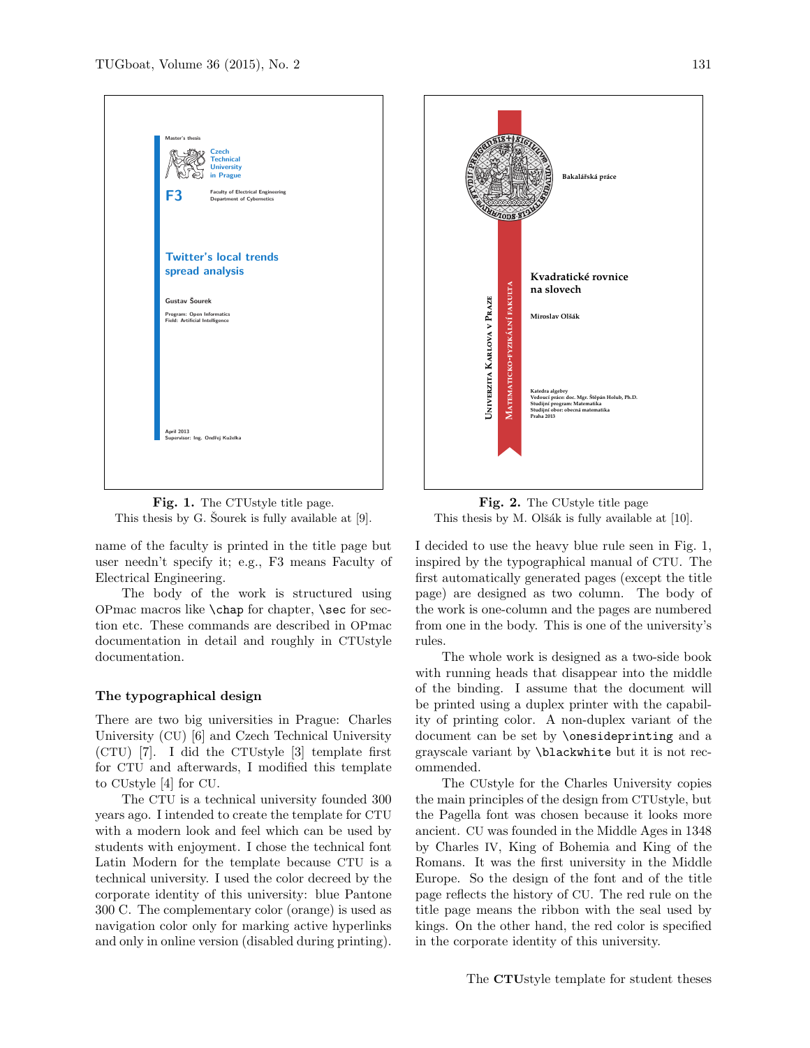**Fig. 1.** The CTUstyle title page.
This thesis by G. Šourek is fully available at [9].

**Fig. 2.** The CUstyle title page
This thesis by M. Olšák is fully available at [10].

name of the faculty is printed in the title page but user needn't specify it; e.g., F3 means Faculty of Electrical Engineering.

The body of the work is structured using OPmac macros like `\chap` for chapter, `\sec` for section etc. These commands are described in OPmac documentation in detail and roughly in CTUstyle documentation.

### The typographical design

There are two big universities in Prague: Charles University (CU) [6] and Czech Technical University (CTU) [7]. I did the CTUstyle [3] template first for CTU and afterwards, I modified this template to CUstyle [4] for CU.

The CTU is a technical university founded 300 years ago. I intended to create the template for CTU with a modern look and feel which can be used by students with enjoyment. I chose the technical font Latin Modern for the template because CTU is a technical university. I used the color decreed by the corporate identity of this university: blue Pantone 300 C. The complementary color (orange) is used as navigation color only for marking active hyperlinks and only in online version (disabled during printing).

I decided to use the heavy blue rule seen in Fig. 1, inspired by the typographical manual of CTU. The first automatically generated pages (except the title page) are designed as two column. The body of the work is one-column and the pages are numbered from one in the body. This is one of the university's rules.

The whole work is designed as a two-side book with running heads that disappear into the middle of the binding. I assume that the document will be printed using a duplex printer with the capability of printing color. A non-duplex variant of the document can be set by `\onesideprinting` and a grayscale variant by `\blackwhite` but it is not recommended.

The CUstyle for the Charles University copies the main principles of the design from CTUstyle, but the Pagella font was chosen because it looks more ancient. CU was founded in the Middle Ages in 1348 by Charles IV, King of Bohemia and King of the Romans. It was the first university in the Middle Europe. So the design of the font and of the title page reflects the history of CU. The red rule on the title page means the ribbon with the seal used by kings. On the other hand, the red color is specified in the corporate identity of this university.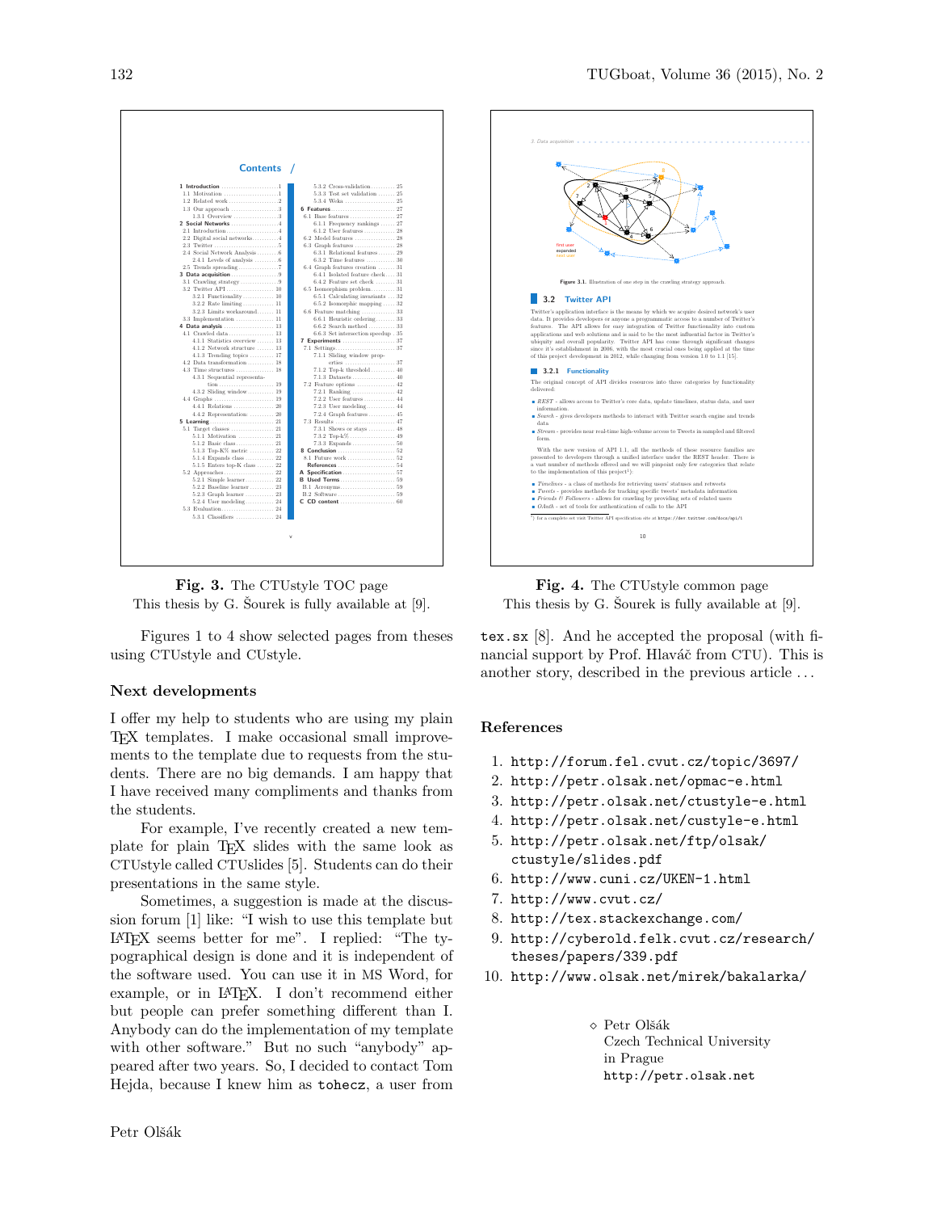Fig. 3. The CTUstyle TOC page
This thesis by G. Šourek is fully available at [9].

Fig. 4. The CTUstyle common page
This thesis by G. Šourek is fully available at [9].

Figures 1 to 4 show selected pages from theses using CTUstyle and CUstyle.

### Next developments

I offer my help to students who are using my plain TeX templates. I make occasional small improvements to the template due to requests from the students. There are no big demands. I am happy that I have received many compliments and thanks from the students.

For example, I've recently created a new template for plain TeX slides with the same look as CTUstyle called CTUslides [5]. Students can do their presentations in the same style.

Sometimes, a suggestion is made at the discussion forum [1] like: "I wish to use this template but LaTeX seems better for me". I replied: "The typographical design is done and it is independent of the software used. You can use it in MS Word, for example, or in LaTeX. I don't recommend either but people can prefer something different than I. Anybody can do the implementation of my template with other software." But no such "anybody" appeared after two years. So, I decided to contact Tom Hejda, because I knew him as `tohecz`, a user from `tex.sx` [8]. And he accepted the proposal (with financial support by Prof. Hlaváč from CTU). This is another story, described in the previous article ...

### References

1. `http://forum.fel.cvut.cz/topic/3697/`
2. `http://petr.olsak.net/opmac-e.html`
3. `http://petr.olsak.net/ctustyle-e.html`
4. `http://petr.olsak.net/custyle-e.html`
5. `http://petr.olsak.net/ftp/olsak/ctustyle/slides.pdf`
6. `http://www.cuni.cz/UKEN-1.html`
7. `http://www.cvut.cz/`
8. `http://tex.stackexchange.com/`
9. `http://cyberold.felk.cvut.cz/research/theses/papers/339.pdf`
10. `http://www.olsak.net/mirek/bakalarka/`

◇ Petr Olšák
Czech Technical University in Prague
`http://petr.olsak.net`